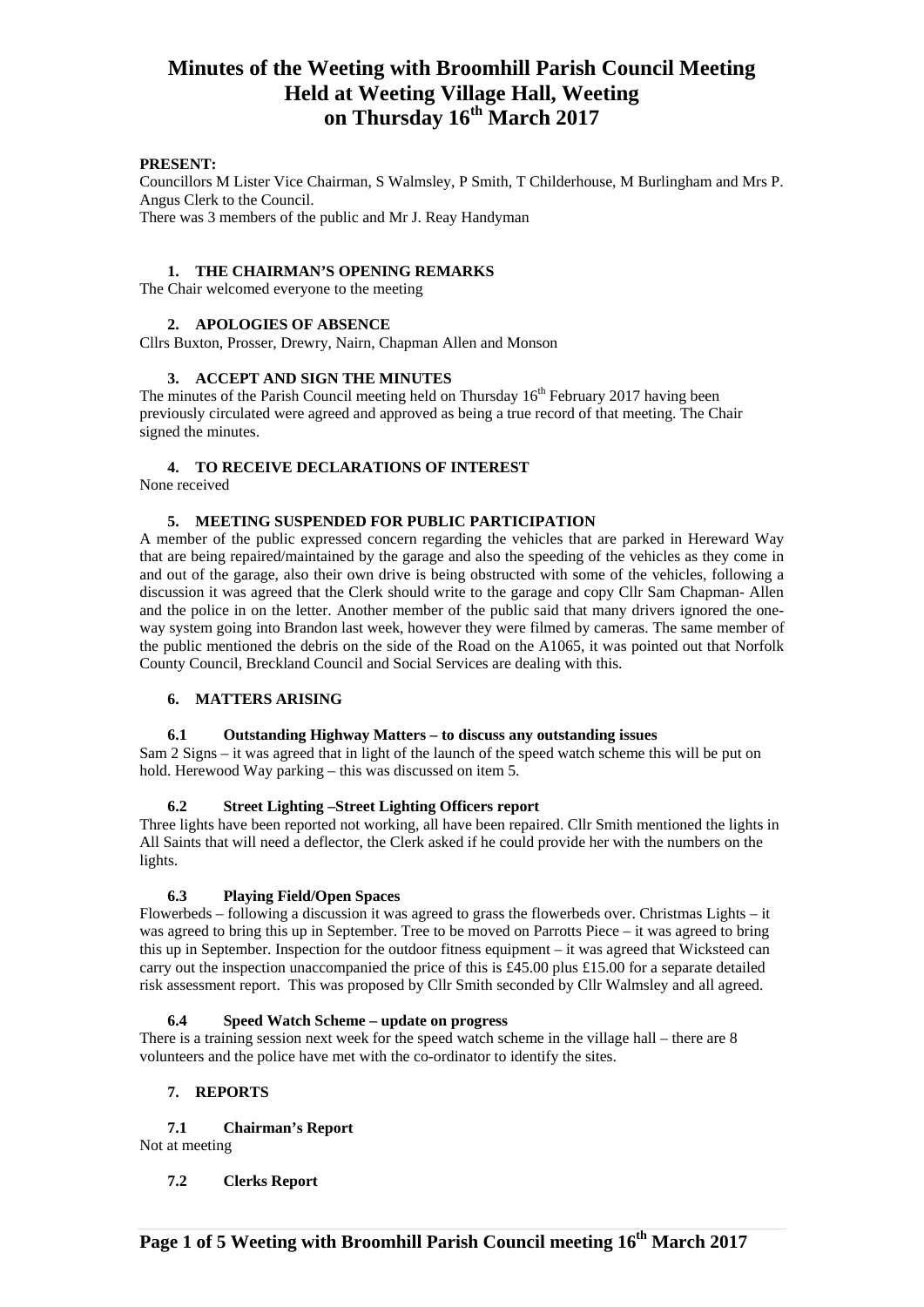# Minutes of the Weeting with Broomhill Parish Council Meeting Held at Weeting Village Hall, Weeting on Thursday 16th March 2017

**PRESENT:**

Councillors M Lister Vice Chairman, S Walmsley, P Smith, T Childerhouse, M Burlingham and Mrs P. Angus Clerk to the Council.

There was 3 members of the public and Mr J. Reay Handyman

### 1. THE CHAIRMAN'S OPENING REMARKS

The Chair welcomed everyone to the meeting

### 2. APOLOGIES OF ABSENCE

Cllrs Buxton, Prosser, Drewry, Nairn, Chapman Allen and Monson

### 3. ACCEPT AND SIGN THE MINUTES

The minutes of the Parish Council meeting held on Thursday 16th February 2017 having been previously circulated were agreed and approved as being a true record of that meeting. The Chair signed the minutes.

### 4. TO RECEIVE DECLARATIONS OF INTEREST

None received

### 5. MEETING SUSPENDED FOR PUBLIC PARTICIPATION

A member of the public expressed concern regarding the vehicles that are parked in Hereward Way that are being repaired/maintained by the garage and also the speeding of the vehicles as they come in and out of the garage, also their own drive is being obstructed with some of the vehicles, following a discussion it was agreed that the Clerk should write to the garage and copy Cllr Sam Chapman- Allen and the police in on the letter. Another member of the public said that many drivers ignored the one-way system going into Brandon last week, however they were filmed by cameras. The same member of the public mentioned the debris on the side of the Road on the A1065, it was pointed out that Norfolk County Council, Breckland Council and Social Services are dealing with this.

### 6. MATTERS ARISING

#### 6.1 Outstanding Highway Matters – to discuss any outstanding issues

Sam 2 Signs – it was agreed that in light of the launch of the speed watch scheme this will be put on hold. Herewood Way parking – this was discussed on item 5.

#### 6.2 Street Lighting –Street Lighting Officers report

Three lights have been reported not working, all have been repaired. Cllr Smith mentioned the lights in All Saints that will need a deflector, the Clerk asked if he could provide her with the numbers on the lights.

#### 6.3 Playing Field/Open Spaces

Flowerbeds – following a discussion it was agreed to grass the flowerbeds over. Christmas Lights – it was agreed to bring this up in September. Tree to be moved on Parrotts Piece – it was agreed to bring this up in September. Inspection for the outdoor fitness equipment – it was agreed that Wicksteed can carry out the inspection unaccompanied the price of this is £45.00 plus £15.00 for a separate detailed risk assessment report. This was proposed by Cllr Smith seconded by Cllr Walmsley and all agreed.

#### 6.4 Speed Watch Scheme – update on progress

There is a training session next week for the speed watch scheme in the village hall – there are 8 volunteers and the police have met with the co-ordinator to identify the sites.

### 7. REPORTS

#### 7.1 Chairman's Report

Not at meeting

#### 7.2 Clerks Report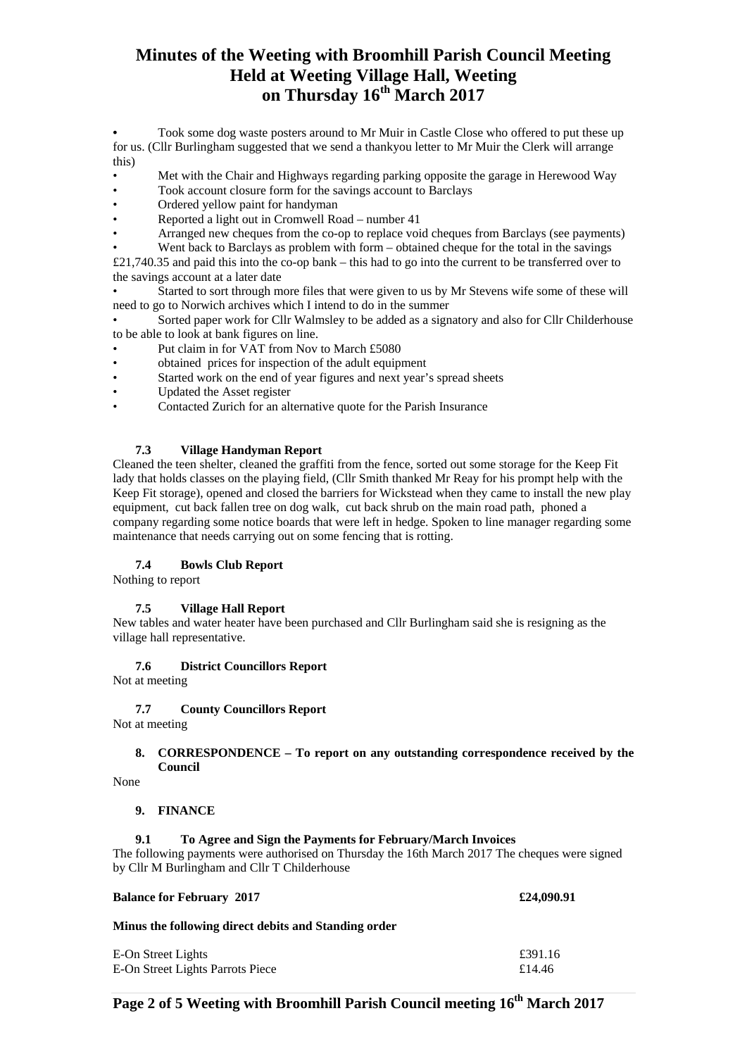# Minutes of the Weeting with Broomhill Parish Council Meeting Held at Weeting Village Hall, Weeting on Thursday 16th March 2017

- Took some dog waste posters around to Mr Muir in Castle Close who offered to put these up for us. (Cllr Burlingham suggested that we send a thankyou letter to Mr Muir the Clerk will arrange this)
- Met with the Chair and Highways regarding parking opposite the garage in Herewood Way
- Took account closure form for the savings account to Barclays
- Ordered yellow paint for handyman
- Reported a light out in Cromwell Road – number 41
- Arranged new cheques from the co-op to replace void cheques from Barclays (see payments)
- Went back to Barclays as problem with form – obtained cheque for the total in the savings £21,740.35 and paid this into the co-op bank – this had to go into the current to be transferred over to the savings account at a later date
- Started to sort through more files that were given to us by Mr Stevens wife some of these will need to go to Norwich archives which I intend to do in the summer
- Sorted paper work for Cllr Walmsley to be added as a signatory and also for Cllr Childerhouse to be able to look at bank figures on line.
- Put claim in for VAT from Nov to March £5080
- obtained prices for inspection of the adult equipment
- Started work on the end of year figures and next year's spread sheets
- Updated the Asset register
- Contacted Zurich for an alternative quote for the Parish Insurance

### 7.3 Village Handyman Report

Cleaned the teen shelter, cleaned the graffiti from the fence, sorted out some storage for the Keep Fit lady that holds classes on the playing field, (Cllr Smith thanked Mr Reay for his prompt help with the Keep Fit storage), opened and closed the barriers for Wickstead when they came to install the new play equipment, cut back fallen tree on dog walk, cut back shrub on the main road path, phoned a company regarding some notice boards that were left in hedge. Spoken to line manager regarding some maintenance that needs carrying out on some fencing that is rotting.

### 7.4 Bowls Club Report

Nothing to report

### 7.5 Village Hall Report

New tables and water heater have been purchased and Cllr Burlingham said she is resigning as the village hall representative.

### 7.6 District Councillors Report

Not at meeting

### 7.7 County Councillors Report

Not at meeting

## 8. CORRESPONDENCE – To report on any outstanding correspondence received by the Council

None

## 9. FINANCE

### 9.1 To Agree and Sign the Payments for February/March Invoices

The following payments were authorised on Thursday the 16th March 2017 The cheques were signed by Cllr M Burlingham and Cllr T Childerhouse

| | |
|---|---|
| **Balance for February 2017** | **£24,090.91** |
| **Minus the following direct debits and Standing order** | |
| E-On Street Lights | £391.16 |
| E-On Street Lights Parrots Piece | £14.46 |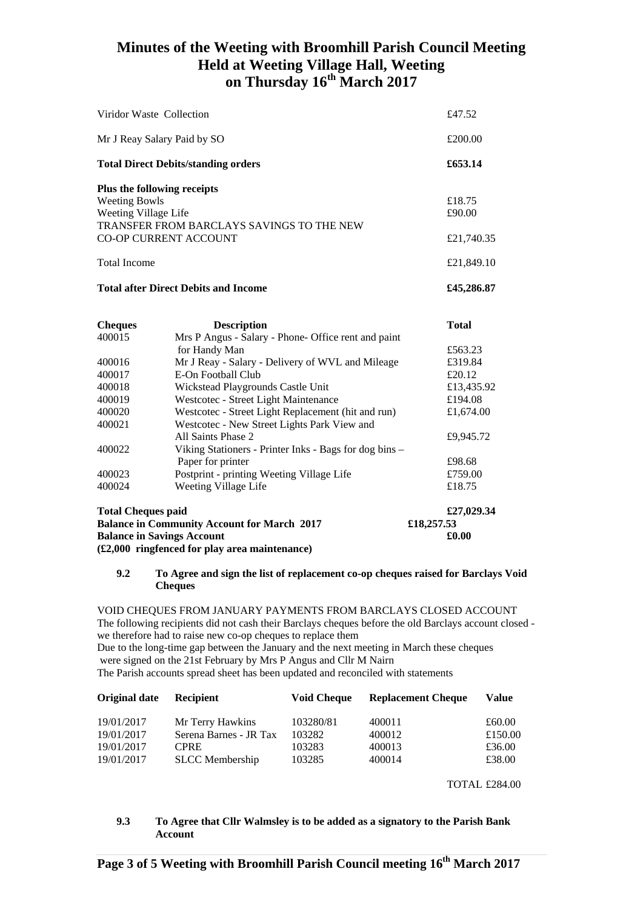# Minutes of the Weeting with Broomhill Parish Council Meeting
## Held at Weeting Village Hall, Weeting
## on Thursday 16th March 2017

| | |
|---|---|
| Viridor Waste Collection | £47.52 |
| Mr J Reay Salary Paid by SO | £200.00 |
| **Total Direct Debits/standing orders** | **£653.14** |
| **Plus the following receipts** | |
| Weeting Bowls | £18.75 |
| Weeting Village Life | £90.00 |
| TRANSFER FROM BARCLAYS SAVINGS TO THE NEW CO-OP CURRENT ACCOUNT | £21,740.35 |
| Total Income | £21,849.10 |
| **Total after Direct Debits and Income** | **£45,286.87** |

| **Cheques** | **Description** | **Total** |
|---|---|---|
| 400015 | Mrs P Angus - Salary - Phone- Office rent and paint for Handy Man | £563.23 |
| 400016 | Mr J Reay - Salary - Delivery of WVL and Mileage | £319.84 |
| 400017 | E-On Football Club | £20.12 |
| 400018 | Wickstead Playgrounds Castle Unit | £13,435.92 |
| 400019 | Westcotec - Street Light Maintenance | £194.08 |
| 400020 | Westcotec - Street Light Replacement (hit and run) | £1,674.00 |
| 400021 | Westcotec - New Street Lights Park View and All Saints Phase 2 | £9,945.72 |
| 400022 | Viking Stationers - Printer Inks - Bags for dog bins – Paper for printer | £98.68 |
| 400023 | Postprint - printing Weeting Village Life | £759.00 |
| 400024 | Weeting Village Life | £18.75 |
| **Total Cheques paid** | | **£27,029.34** |
| **Balance in Community Account for March 2017** | | **£18,257.53** |
| **Balance in Savings Account** | | **£0.00** |

**(£2,000 ringfenced for play area maintenance)**

**9.2 To Agree and sign the list of replacement co-op cheques raised for Barclays Void Cheques**

VOID CHEQUES FROM JANUARY PAYMENTS FROM BARCLAYS CLOSED ACCOUNT
The following recipients did not cash their Barclays cheques before the old Barclays account closed - we therefore had to raise new co-op cheques to replace them
Due to the long-time gap between the January and the next meeting in March these cheques were signed on the 21st February by Mrs P Angus and Cllr M Nairn
The Parish accounts spread sheet has been updated and reconciled with statements

| **Original date** | **Recipient** | **Void Cheque** | **Replacement Cheque** | **Value** |
|---|---|---|---|---|
| 19/01/2017 | Mr Terry Hawkins | 103280/81 | 400011 | £60.00 |
| 19/01/2017 | Serena Barnes - JR Tax | 103282 | 400012 | £150.00 |
| 19/01/2017 | CPRE | 103283 | 400013 | £36.00 |
| 19/01/2017 | SLCC Membership | 103285 | 400014 | £38.00 |
| | | | | TOTAL £284.00 |

**9.3 To Agree that Cllr Walmsley is to be added as a signatory to the Parish Bank Account**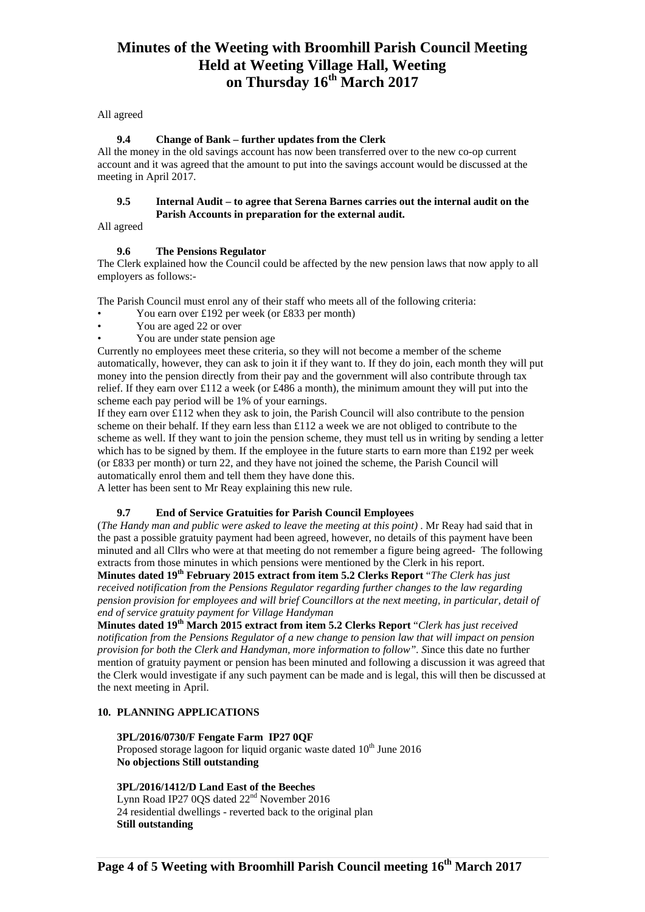All agreed

### 9.4 Change of Bank – further updates from the Clerk

All the money in the old savings account has now been transferred over to the new co-op current account and it was agreed that the amount to put into the savings account would be discussed at the meeting in April 2017.

### 9.5 Internal Audit – to agree that Serena Barnes carries out the internal audit on the Parish Accounts in preparation for the external audit.

All agreed

### 9.6 The Pensions Regulator

The Clerk explained how the Council could be affected by the new pension laws that now apply to all employers as follows:-

The Parish Council must enrol any of their staff who meets all of the following criteria:

- You earn over £192 per week (or £833 per month)
- You are aged 22 or over
- You are under state pension age

Currently no employees meet these criteria, so they will not become a member of the scheme automatically, however, they can ask to join it if they want to. If they do join, each month they will put money into the pension directly from their pay and the government will also contribute through tax relief. If they earn over £112 a week (or £486 a month), the minimum amount they will put into the scheme each pay period will be 1% of your earnings.

If they earn over £112 when they ask to join, the Parish Council will also contribute to the pension scheme on their behalf. If they earn less than £112 a week we are not obliged to contribute to the scheme as well. If they want to join the pension scheme, they must tell us in writing by sending a letter which has to be signed by them. If the employee in the future starts to earn more than £192 per week (or £833 per month) or turn 22, and they have not joined the scheme, the Parish Council will automatically enrol them and tell them they have done this.

A letter has been sent to Mr Reay explaining this new rule.

### 9.7 End of Service Gratuities for Parish Council Employees

(*The Handy man and public were asked to leave the meeting at this point)* . Mr Reay had said that in the past a possible gratuity payment had been agreed, however, no details of this payment have been minuted and all Cllrs who were at that meeting do not remember a figure being agreed- The following extracts from those minutes in which pensions were mentioned by the Clerk in his report.

**Minutes dated 19th February 2015 extract from item 5.2 Clerks Report** "*The Clerk has just received notification from the Pensions Regulator regarding further changes to the law regarding pension provision for employees and will brief Councillors at the next meeting, in particular, detail of end of service gratuity payment for Village Handyman*

**Minutes dated 19th March 2015 extract from item 5.2 Clerks Report** "*Clerk has just received notification from the Pensions Regulator of a new change to pension law that will impact on pension provision for both the Clerk and Handyman, more information to follow". S*ince this date no further mention of gratuity payment or pension has been minuted and following a discussion it was agreed that the Clerk would investigate if any such payment can be made and is legal, this will then be discussed at the next meeting in April.

## 10. PLANNING APPLICATIONS

**3PL/2016/0730/F Fengate Farm IP27 0QF**
Proposed storage lagoon for liquid organic waste dated 10th June 2016
**No objections Still outstanding**

**3PL/2016/1412/D Land East of the Beeches**
Lynn Road IP27 0QS dated 22nd November 2016
24 residential dwellings - reverted back to the original plan
**Still outstanding**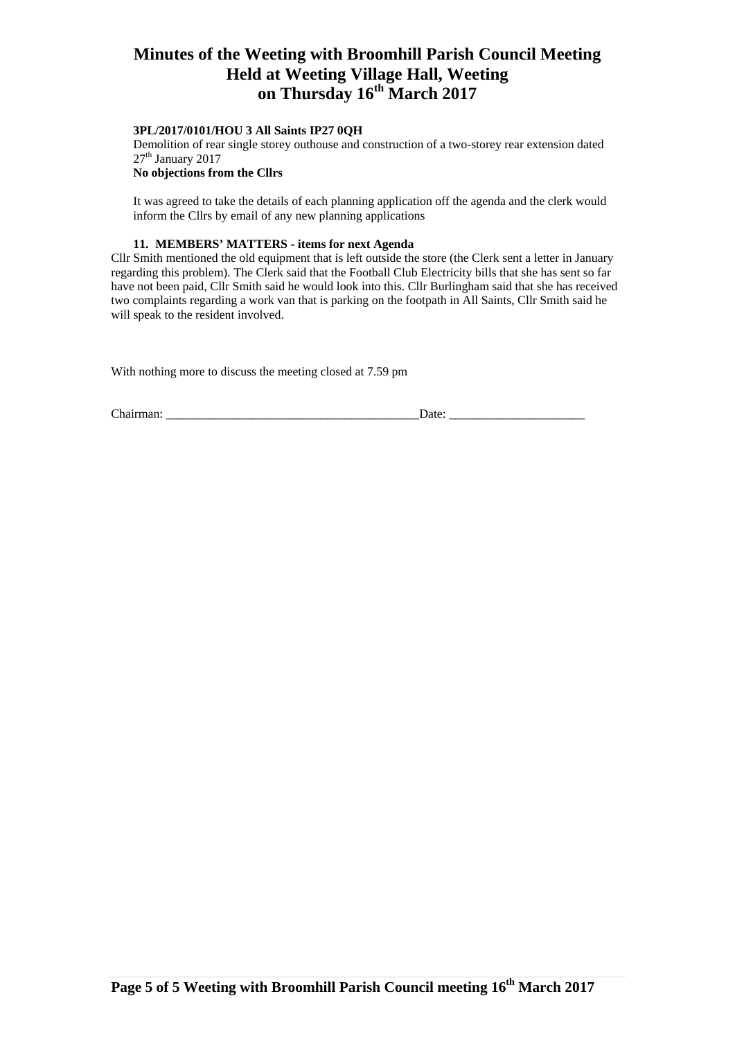# Minutes of the Weeting with Broomhill Parish Council Meeting
# Held at Weeting Village Hall, Weeting
# on Thursday 16th March 2017

**3PL/2017/0101/HOU 3 All Saints IP27 0QH**

Demolition of rear single storey outhouse and construction of a two-storey rear extension dated 27th January 2017

**No objections from the Cllrs**

It was agreed to take the details of each planning application off the agenda and the clerk would inform the Cllrs by email of any new planning applications

**11. MEMBERS' MATTERS - items for next Agenda**

Cllr Smith mentioned the old equipment that is left outside the store (the Clerk sent a letter in January regarding this problem). The Clerk said that the Football Club Electricity bills that she has sent so far have not been paid, Cllr Smith said he would look into this. Cllr Burlingham said that she has received two complaints regarding a work van that is parking on the footpath in All Saints, Cllr Smith said he will speak to the resident involved.

With nothing more to discuss the meeting closed at 7.59 pm

Chairman: _________________________________________Date: ______________________